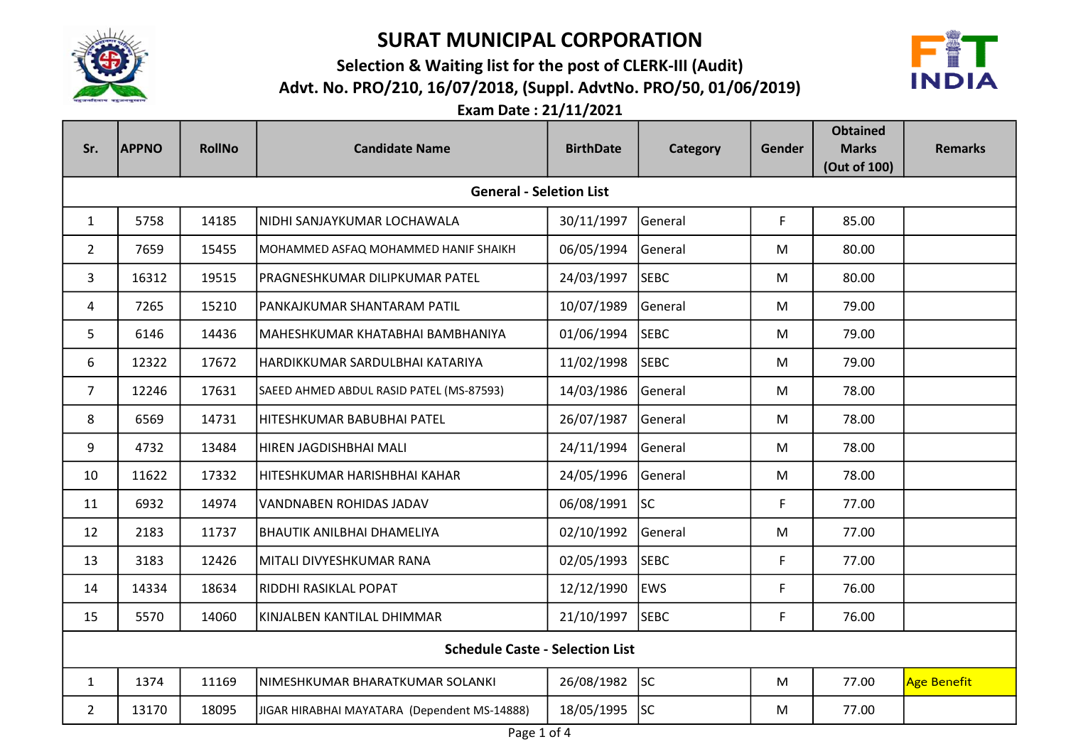# SURAT MUNICIPAL CORPORATION

## Selection & Waiting list for the post of CLERK-III (Audit)

## Advt. No. PRO/210, 16/07/2018, (Suppl. AdvtNo. PRO/50, 01/06/2019)

**Exam Date : 21/11/2021**

| Sr. | APPNO | RollNo | Candidate Name | BirthDate | Category | Gender | Obtained Marks (Out of 100) | Remarks |
|---|---|---|---|---|---|---|---|---|
| **General - Seletion List** | | | | | | | | |
| 1 | 5758 | 14185 | NIDHI SANJAYKUMAR LOCHAWALA | 30/11/1997 | General | F | 85.00 | |
| 2 | 7659 | 15455 | MOHAMMED ASFAQ MOHAMMED HANIF SHAIKH | 06/05/1994 | General | M | 80.00 | |
| 3 | 16312 | 19515 | PRAGNESHKUMAR DILIPKUMAR PATEL | 24/03/1997 | SEBC | M | 80.00 | |
| 4 | 7265 | 15210 | PANKAJKUMAR SHANTARAM PATIL | 10/07/1989 | General | M | 79.00 | |
| 5 | 6146 | 14436 | MAHESHKUMAR KHATABHAI BAMBHANIYA | 01/06/1994 | SEBC | M | 79.00 | |
| 6 | 12322 | 17672 | HARDIKKUMAR SARDULBHAI KATARIYA | 11/02/1998 | SEBC | M | 79.00 | |
| 7 | 12246 | 17631 | SAEED AHMED ABDUL RASID PATEL (MS-87593) | 14/03/1986 | General | M | 78.00 | |
| 8 | 6569 | 14731 | HITESHKUMAR BABUBHAI PATEL | 26/07/1987 | General | M | 78.00 | |
| 9 | 4732 | 13484 | HIREN JAGDISHBHAI MALI | 24/11/1994 | General | M | 78.00 | |
| 10 | 11622 | 17332 | HITESHKUMAR HARISHBHAI KAHAR | 24/05/1996 | General | M | 78.00 | |
| 11 | 6932 | 14974 | VANDNABEN ROHIDAS JADAV | 06/08/1991 | SC | F | 77.00 | |
| 12 | 2183 | 11737 | BHAUTIK ANILBHAI DHAMELIYA | 02/10/1992 | General | M | 77.00 | |
| 13 | 3183 | 12426 | MITALI DIVYESHKUMAR RANA | 02/05/1993 | SEBC | F | 77.00 | |
| 14 | 14334 | 18634 | RIDDHI RASIKLAL POPAT | 12/12/1990 | EWS | F | 76.00 | |
| 15 | 5570 | 14060 | KINJALBEN KANTILAL DHIMMAR | 21/10/1997 | SEBC | F | 76.00 | |
| **Schedule Caste - Selection List** | | | | | | | | |
| 1 | 1374 | 11169 | NIMESHKUMAR BHARATKUMAR SOLANKI | 26/08/1982 | SC | M | 77.00 | Age Benefit |
| 2 | 13170 | 18095 | JIGAR HIRABHAI MAYATARA (Dependent MS-14888) | 18/05/1995 | SC | M | 77.00 | |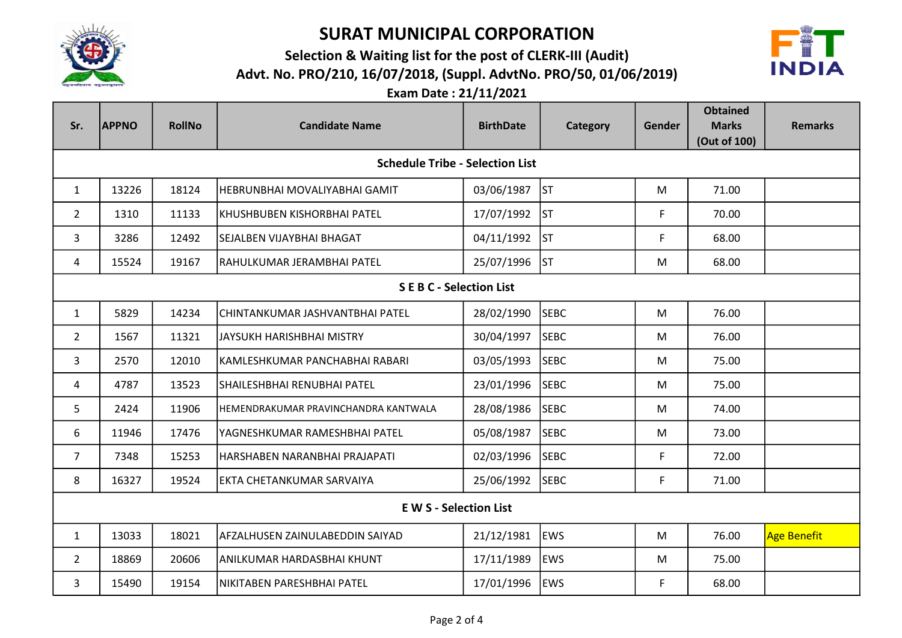# SURAT MUNICIPAL CORPORATION

## Selection & Waiting list for the post of CLERK-III (Audit)

## Advt. No. PRO/210, 16/07/2018, (Suppl. AdvtNo. PRO/50, 01/06/2019)

**Exam Date : 21/11/2021**

| Sr. | APPNO | RollNo | Candidate Name | BirthDate | Category | Gender | Obtained Marks (Out of 100) | Remarks |
|---|---|---|---|---|---|---|---|---|
| **Schedule Tribe - Selection List** | | | | | | | | |
| 1 | 13226 | 18124 | HEBRUNBHAI MOVALIYABHAI GAMIT | 03/06/1987 | ST | M | 71.00 | |
| 2 | 1310 | 11133 | KHUSHBUBEN KISHORBHAI PATEL | 17/07/1992 | ST | F | 70.00 | |
| 3 | 3286 | 12492 | SEJALBEN VIJAYBHAI BHAGAT | 04/11/1992 | ST | F | 68.00 | |
| 4 | 15524 | 19167 | RAHULKUMAR JERAMBHAI PATEL | 25/07/1996 | ST | M | 68.00 | |
| **S E B C - Selection List** | | | | | | | | |
| 1 | 5829 | 14234 | CHINTANKUMAR JASHVANTBHAI PATEL | 28/02/1990 | SEBC | M | 76.00 | |
| 2 | 1567 | 11321 | JAYSUKH HARISHBHAI MISTRY | 30/04/1997 | SEBC | M | 76.00 | |
| 3 | 2570 | 12010 | KAMLESHKUMAR PANCHABHAI RABARI | 03/05/1993 | SEBC | M | 75.00 | |
| 4 | 4787 | 13523 | SHAILESHBHAI RENUBHAI PATEL | 23/01/1996 | SEBC | M | 75.00 | |
| 5 | 2424 | 11906 | HEMENDRAKUMAR PRAVINCHANDRA KANTWALA | 28/08/1986 | SEBC | M | 74.00 | |
| 6 | 11946 | 17476 | YAGNESHKUMAR RAMESHBHAI PATEL | 05/08/1987 | SEBC | M | 73.00 | |
| 7 | 7348 | 15253 | HARSHABEN NARANBHAI PRAJAPATI | 02/03/1996 | SEBC | F | 72.00 | |
| 8 | 16327 | 19524 | EKTA CHETANKUMAR SARVAIYA | 25/06/1992 | SEBC | F | 71.00 | |
| **E W S - Selection List** | | | | | | | | |
| 1 | 13033 | 18021 | AFZALHUSEN ZAINULABEDDIN SAIYAD | 21/12/1981 | EWS | M | 76.00 | Age Benefit |
| 2 | 18869 | 20606 | ANILKUMAR HARDASBHAI KHUNT | 17/11/1989 | EWS | M | 75.00 | |
| 3 | 15490 | 19154 | NIKITABEN PARESHBHAI PATEL | 17/01/1996 | EWS | F | 68.00 | |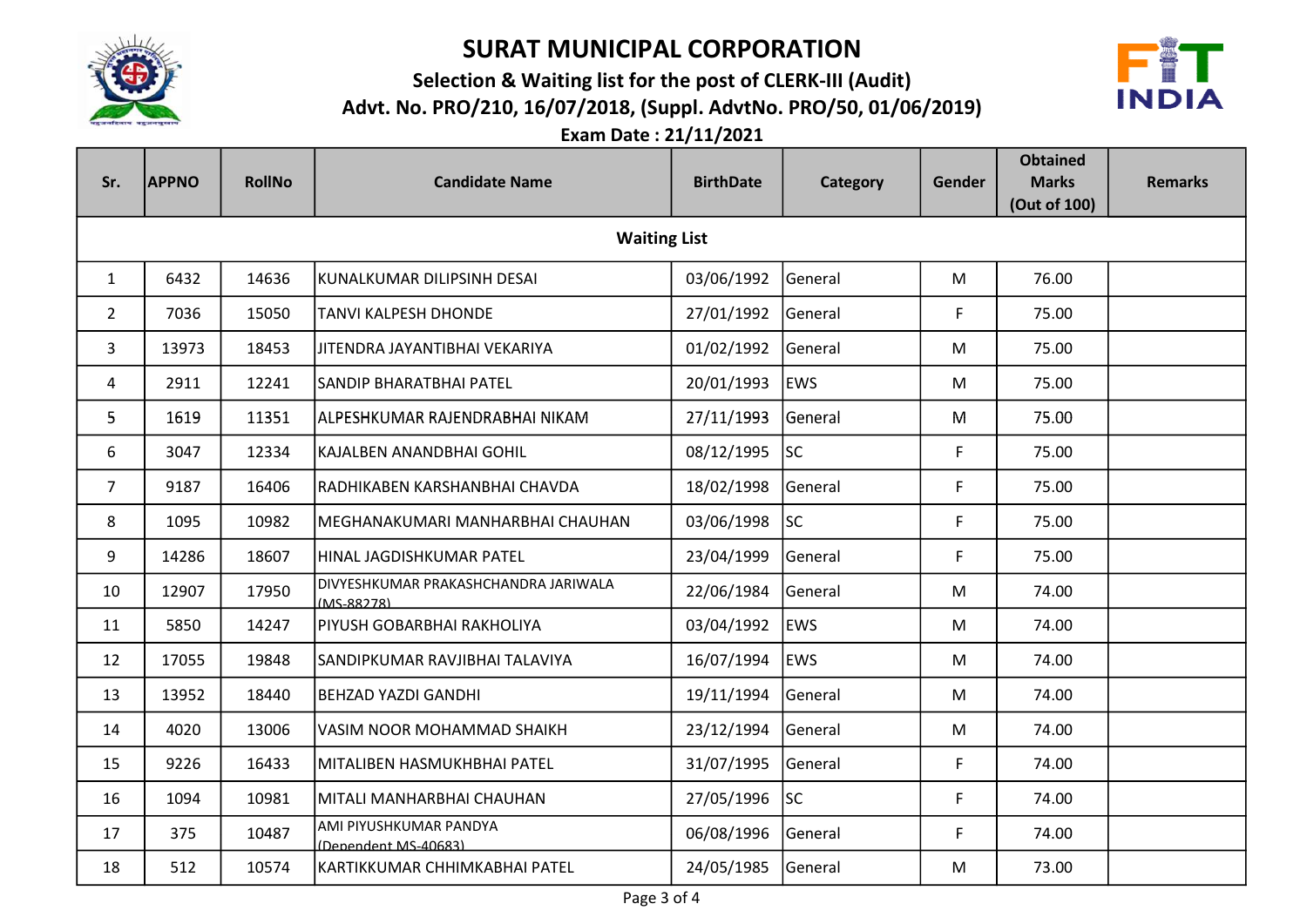# SURAT MUNICIPAL CORPORATION

## Selection & Waiting list for the post of CLERK-III (Audit)

## Advt. No. PRO/210, 16/07/2018, (Suppl. AdvtNo. PRO/50, 01/06/2019)

## Exam Date : 21/11/2021

| Sr. | APPNO | RollNo | Candidate Name | BirthDate | Category | Gender | Obtained Marks (Out of 100) | Remarks |
|---|---|---|---|---|---|---|---|---|
| **Waiting List** | | | | | | | | |
| 1 | 6432 | 14636 | KUNALKUMAR DILIPSINH DESAI | 03/06/1992 | General | M | 76.00 | |
| 2 | 7036 | 15050 | TANVI KALPESH DHONDE | 27/01/1992 | General | F | 75.00 | |
| 3 | 13973 | 18453 | JITENDRA JAYANTIBHAI VEKARIYA | 01/02/1992 | General | M | 75.00 | |
| 4 | 2911 | 12241 | SANDIP BHARATBHAI PATEL | 20/01/1993 | EWS | M | 75.00 | |
| 5 | 1619 | 11351 | ALPESHKUMAR RAJENDRABHAI NIKAM | 27/11/1993 | General | M | 75.00 | |
| 6 | 3047 | 12334 | KAJALBEN ANANDBHAI GOHIL | 08/12/1995 | SC | F | 75.00 | |
| 7 | 9187 | 16406 | RADHIKABEN KARSHANBHAI CHAVDA | 18/02/1998 | General | F | 75.00 | |
| 8 | 1095 | 10982 | MEGHANAKUMARI MANHARBHAI CHAUHAN | 03/06/1998 | SC | F | 75.00 | |
| 9 | 14286 | 18607 | HINAL JAGDISHKUMAR PATEL | 23/04/1999 | General | F | 75.00 | |
| 10 | 12907 | 17950 | DIVYESHKUMAR PRAKASHCHANDRA JARIWALA (MS-88278) | 22/06/1984 | General | M | 74.00 | |
| 11 | 5850 | 14247 | PIYUSH GOBARBHAI RAKHOLIYA | 03/04/1992 | EWS | M | 74.00 | |
| 12 | 17055 | 19848 | SANDIPKUMAR RAVJIBHAI TALAVIYA | 16/07/1994 | EWS | M | 74.00 | |
| 13 | 13952 | 18440 | BEHZAD YAZDI GANDHI | 19/11/1994 | General | M | 74.00 | |
| 14 | 4020 | 13006 | VASIM NOOR MOHAMMAD SHAIKH | 23/12/1994 | General | M | 74.00 | |
| 15 | 9226 | 16433 | MITALIBEN HASMUKHBHAI PATEL | 31/07/1995 | General | F | 74.00 | |
| 16 | 1094 | 10981 | MITALI MANHARBHAI CHAUHAN | 27/05/1996 | SC | F | 74.00 | |
| 17 | 375 | 10487 | AMI PIYUSHKUMAR PANDYA (Dependent MS-40683) | 06/08/1996 | General | F | 74.00 | |
| 18 | 512 | 10574 | KARTIKKUMAR CHHIMKABHAI PATEL | 24/05/1985 | General | M | 73.00 | |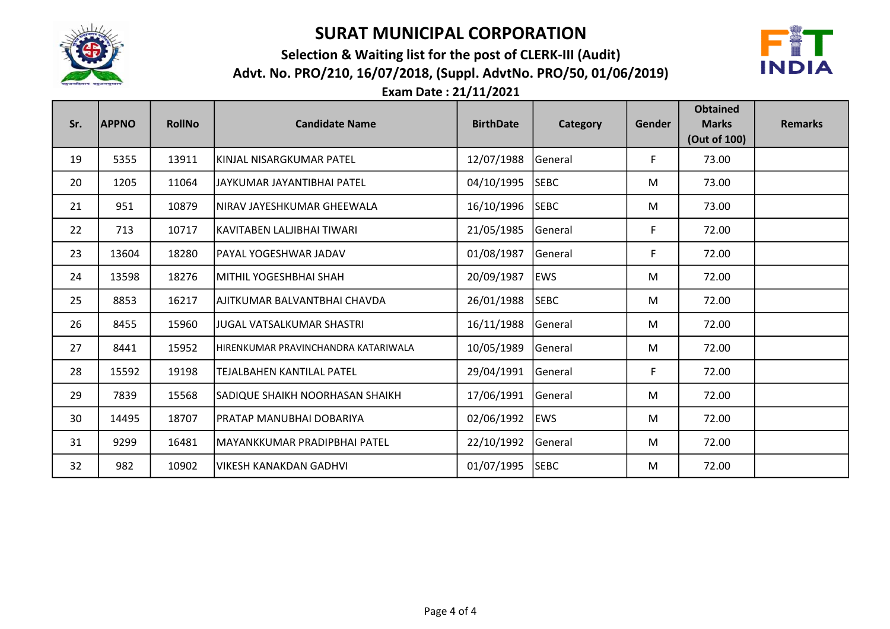# SURAT MUNICIPAL CORPORATION

## Selection & Waiting list for the post of CLERK-III (Audit)

## Advt. No. PRO/210, 16/07/2018, (Suppl. AdvtNo. PRO/50, 01/06/2019)

### Exam Date : 21/11/2021

| Sr. | APPNO | RollNo | Candidate Name | BirthDate | Category | Gender | Obtained Marks (Out of 100) | Remarks |
|---|---|---|---|---|---|---|---|---|
| 19 | 5355 | 13911 | KINJAL NISARGKUMAR PATEL | 12/07/1988 | General | F | 73.00 | |
| 20 | 1205 | 11064 | JAYKUMAR JAYANTIBHAI PATEL | 04/10/1995 | SEBC | M | 73.00 | |
| 21 | 951 | 10879 | NIRAV JAYESHKUMAR GHEEWALA | 16/10/1996 | SEBC | M | 73.00 | |
| 22 | 713 | 10717 | KAVITABEN LALJIBHAI TIWARI | 21/05/1985 | General | F | 72.00 | |
| 23 | 13604 | 18280 | PAYAL YOGESHWAR JADAV | 01/08/1987 | General | F | 72.00 | |
| 24 | 13598 | 18276 | MITHIL YOGESHBHAI SHAH | 20/09/1987 | EWS | M | 72.00 | |
| 25 | 8853 | 16217 | AJITKUMAR BALVANTBHAI CHAVDA | 26/01/1988 | SEBC | M | 72.00 | |
| 26 | 8455 | 15960 | JUGAL VATSALKUMAR SHASTRI | 16/11/1988 | General | M | 72.00 | |
| 27 | 8441 | 15952 | HIRENKUMAR PRAVINCHANDRA KATARIWALA | 10/05/1989 | General | M | 72.00 | |
| 28 | 15592 | 19198 | TEJALBAHEN KANTILAL PATEL | 29/04/1991 | General | F | 72.00 | |
| 29 | 7839 | 15568 | SADIQUE SHAIKH NOORHASAN SHAIKH | 17/06/1991 | General | M | 72.00 | |
| 30 | 14495 | 18707 | PRATAP MANUBHAI DOBARIYA | 02/06/1992 | EWS | M | 72.00 | |
| 31 | 9299 | 16481 | MAYANKKUMAR PRADIPBHAI PATEL | 22/10/1992 | General | M | 72.00 | |
| 32 | 982 | 10902 | VIKESH KANAKDAN GADHVI | 01/07/1995 | SEBC | M | 72.00 | |